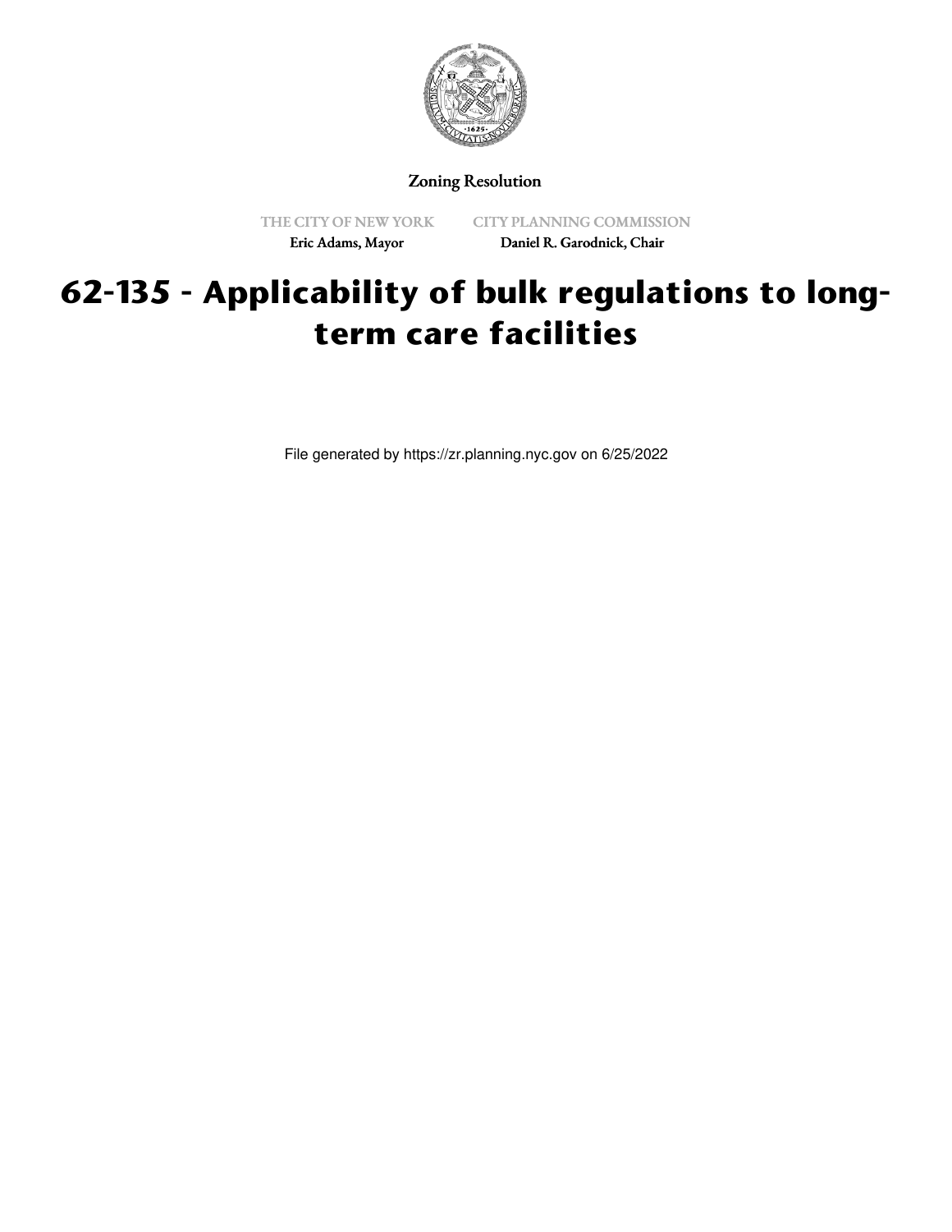Zoning Resolution

THE CITY OF NEW YORK
Eric Adams, Mayor

CITY PLANNING COMMISSION
Daniel R. Garodnick, Chair

# 62-135 - Applicability of bulk regulations to long-term care facilities

File generated by https://zr.planning.nyc.gov on 6/25/2022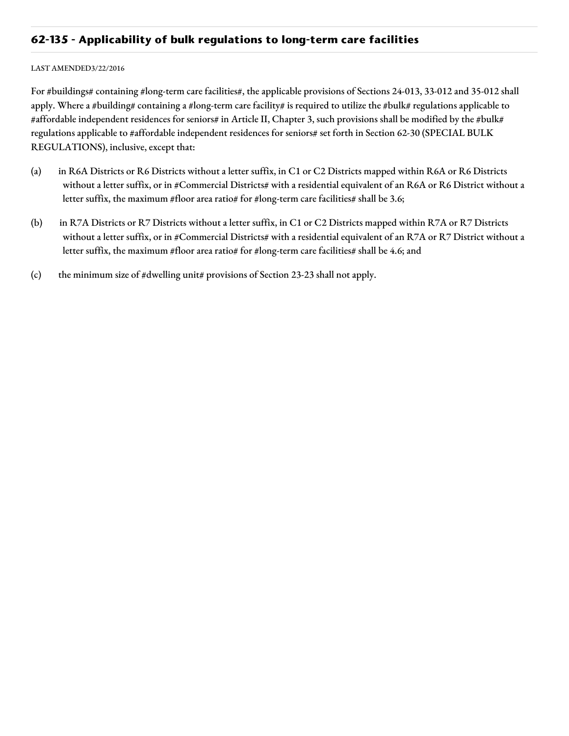## 62-135 - Applicability of bulk regulations to long-term care facilities

LAST AMENDED3/22/2016

For #buildings# containing #long-term care facilities#, the applicable provisions of Sections 24-013, 33-012 and 35-012 shall apply. Where a #building# containing a #long-term care facility# is required to utilize the #bulk# regulations applicable to #affordable independent residences for seniors# in Article II, Chapter 3, such provisions shall be modified by the #bulk# regulations applicable to #affordable independent residences for seniors# set forth in Section 62-30 (SPECIAL BULK REGULATIONS), inclusive, except that:

(a) in R6A Districts or R6 Districts without a letter suffix, in C1 or C2 Districts mapped within R6A or R6 Districts without a letter suffix, or in #Commercial Districts# with a residential equivalent of an R6A or R6 District without a letter suffix, the maximum #floor area ratio# for #long-term care facilities# shall be 3.6;

(b) in R7A Districts or R7 Districts without a letter suffix, in C1 or C2 Districts mapped within R7A or R7 Districts without a letter suffix, or in #Commercial Districts# with a residential equivalent of an R7A or R7 District without a letter suffix, the maximum #floor area ratio# for #long-term care facilities# shall be 4.6; and

(c) the minimum size of #dwelling unit# provisions of Section 23-23 shall not apply.